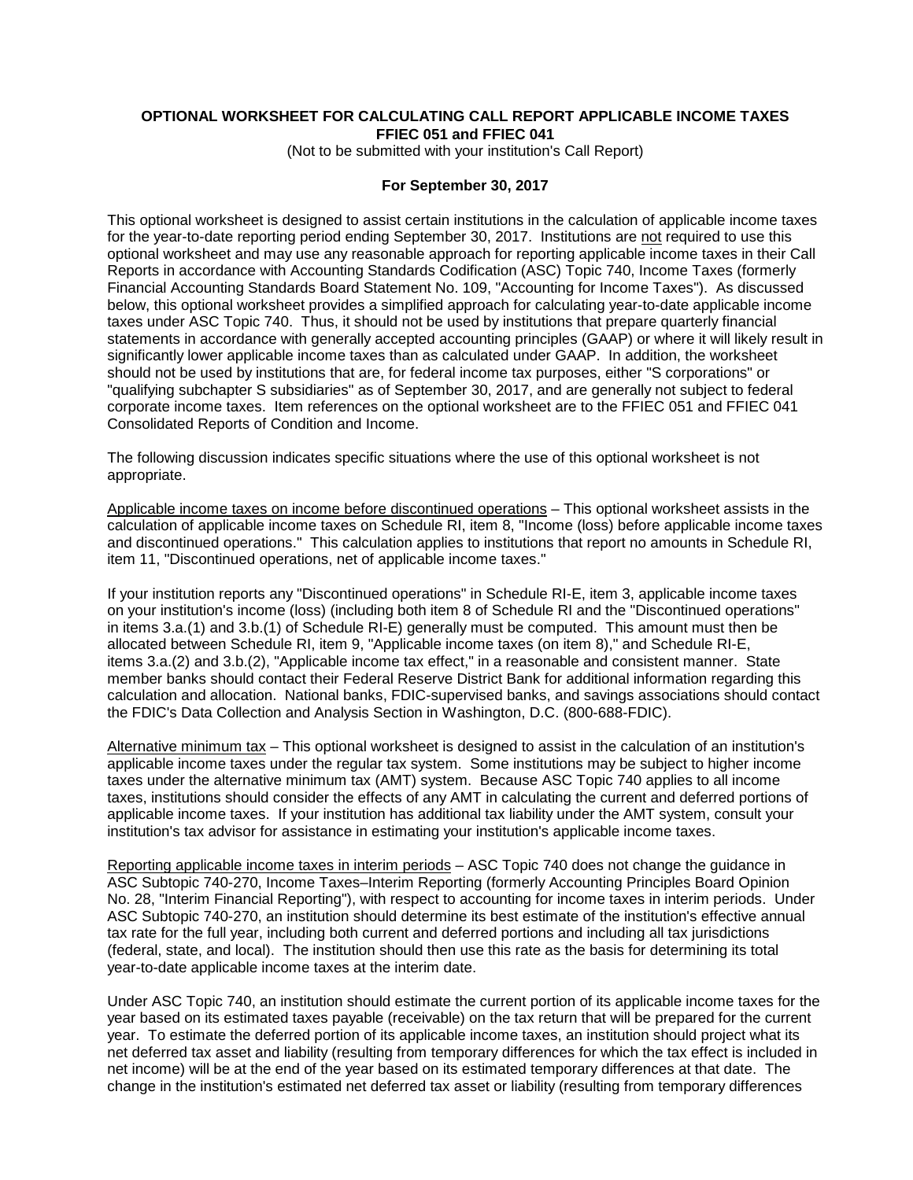**OPTIONAL WORKSHEET FOR CALCULATING CALL REPORT APPLICABLE INCOME TAXES FFIEC 051 and FFIEC 041**

(Not to be submitted with your institution's Call Report)

**For September 30, 2017**

This optional worksheet is designed to assist certain institutions in the calculation of applicable income taxes for the year-to-date reporting period ending September 30, 2017. Institutions are <u>not</u> required to use this optional worksheet and may use any reasonable approach for reporting applicable income taxes in their Call Reports in accordance with Accounting Standards Codification (ASC) Topic 740, Income Taxes (formerly Financial Accounting Standards Board Statement No. 109, "Accounting for Income Taxes"). As discussed below, this optional worksheet provides a simplified approach for calculating year-to-date applicable income taxes under ASC Topic 740. Thus, it should not be used by institutions that prepare quarterly financial statements in accordance with generally accepted accounting principles (GAAP) or where it will likely result in significantly lower applicable income taxes than as calculated under GAAP. In addition, the worksheet should not be used by institutions that are, for federal income tax purposes, either "S corporations" or "qualifying subchapter S subsidiaries" as of September 30, 2017, and are generally not subject to federal corporate income taxes. Item references on the optional worksheet are to the FFIEC 051 and FFIEC 041 Consolidated Reports of Condition and Income.

The following discussion indicates specific situations where the use of this optional worksheet is not appropriate.

<u>Applicable income taxes on income before discontinued operations</u> – This optional worksheet assists in the calculation of applicable income taxes on Schedule RI, item 8, "Income (loss) before applicable income taxes and discontinued operations." This calculation applies to institutions that report no amounts in Schedule RI, item 11, "Discontinued operations, net of applicable income taxes."

If your institution reports any "Discontinued operations" in Schedule RI-E, item 3, applicable income taxes on your institution's income (loss) (including both item 8 of Schedule RI and the "Discontinued operations" in items 3.a.(1) and 3.b.(1) of Schedule RI-E) generally must be computed. This amount must then be allocated between Schedule RI, item 9, "Applicable income taxes (on item 8)," and Schedule RI-E, items 3.a.(2) and 3.b.(2), "Applicable income tax effect," in a reasonable and consistent manner. State member banks should contact their Federal Reserve District Bank for additional information regarding this calculation and allocation. National banks, FDIC-supervised banks, and savings associations should contact the FDIC's Data Collection and Analysis Section in Washington, D.C. (800-688-FDIC).

<u>Alternative minimum tax</u> – This optional worksheet is designed to assist in the calculation of an institution's applicable income taxes under the regular tax system. Some institutions may be subject to higher income taxes under the alternative minimum tax (AMT) system. Because ASC Topic 740 applies to all income taxes, institutions should consider the effects of any AMT in calculating the current and deferred portions of applicable income taxes. If your institution has additional tax liability under the AMT system, consult your institution's tax advisor for assistance in estimating your institution's applicable income taxes.

<u>Reporting applicable income taxes in interim periods</u> – ASC Topic 740 does not change the guidance in ASC Subtopic 740-270, Income Taxes–Interim Reporting (formerly Accounting Principles Board Opinion No. 28, "Interim Financial Reporting"), with respect to accounting for income taxes in interim periods. Under ASC Subtopic 740-270, an institution should determine its best estimate of the institution's effective annual tax rate for the full year, including both current and deferred portions and including all tax jurisdictions (federal, state, and local). The institution should then use this rate as the basis for determining its total year-to-date applicable income taxes at the interim date.

Under ASC Topic 740, an institution should estimate the current portion of its applicable income taxes for the year based on its estimated taxes payable (receivable) on the tax return that will be prepared for the current year. To estimate the deferred portion of its applicable income taxes, an institution should project what its net deferred tax asset and liability (resulting from temporary differences for which the tax effect is included in net income) will be at the end of the year based on its estimated temporary differences at that date. The change in the institution's estimated net deferred tax asset or liability (resulting from temporary differences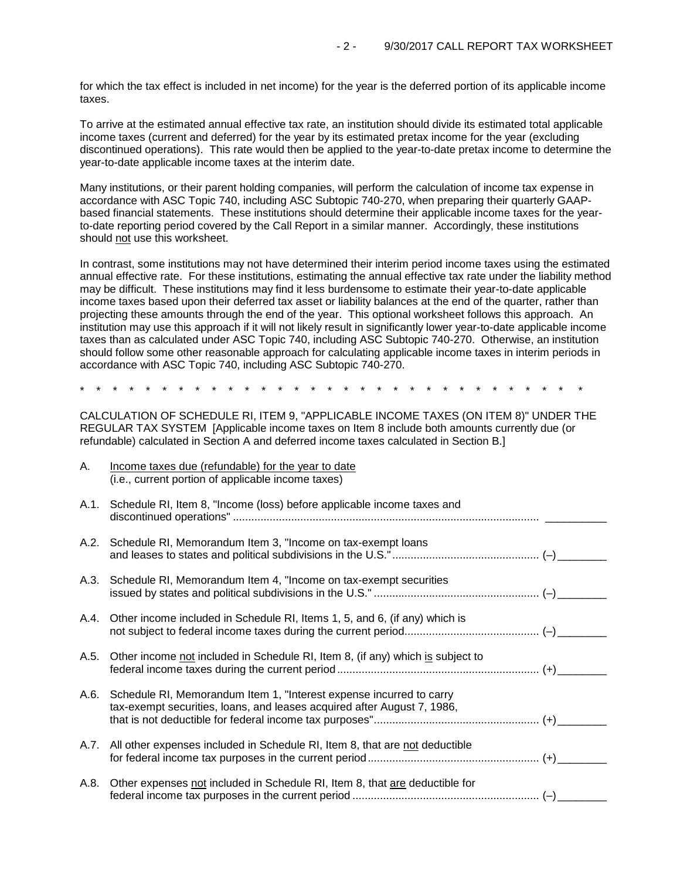for which the tax effect is included in net income) for the year is the deferred portion of its applicable income taxes.

To arrive at the estimated annual effective tax rate, an institution should divide its estimated total applicable income taxes (current and deferred) for the year by its estimated pretax income for the year (excluding discontinued operations). This rate would then be applied to the year-to-date pretax income to determine the year-to-date applicable income taxes at the interim date.

Many institutions, or their parent holding companies, will perform the calculation of income tax expense in accordance with ASC Topic 740, including ASC Subtopic 740-270, when preparing their quarterly GAAP-based financial statements. These institutions should determine their applicable income taxes for the year-to-date reporting period covered by the Call Report in a similar manner. Accordingly, these institutions should not use this worksheet.

In contrast, some institutions may not have determined their interim period income taxes using the estimated annual effective rate. For these institutions, estimating the annual effective tax rate under the liability method may be difficult. These institutions may find it less burdensome to estimate their year-to-date applicable income taxes based upon their deferred tax asset or liability balances at the end of the quarter, rather than projecting these amounts through the end of the year. This optional worksheet follows this approach. An institution may use this approach if it will not likely result in significantly lower year-to-date applicable income taxes than as calculated under ASC Topic 740, including ASC Subtopic 740-270. Otherwise, an institution should follow some other reasonable approach for calculating applicable income taxes in interim periods in accordance with ASC Topic 740, including ASC Subtopic 740-270.

\* \* \* \* \* \* \* \* \* \* \* \* \* \* \* \* \* \* \* \* \* \* \* \* \* \* \* \* \* \* \* \* \* \* \*

CALCULATION OF SCHEDULE RI, ITEM 9, "APPLICABLE INCOME TAXES (ON ITEM 8)" UNDER THE REGULAR TAX SYSTEM [Applicable income taxes on Item 8 include both amounts currently due (or refundable) calculated in Section A and deferred income taxes calculated in Section B.]

A. Income taxes due (refundable) for the year to date
(i.e., current portion of applicable income taxes)

A.1. Schedule RI, Item 8, "Income (loss) before applicable income taxes and discontinued operations" .................................................................................................... __________

A.2. Schedule RI, Memorandum Item 3, "Income on tax-exempt loans and leases to states and political subdivisions in the U.S." ................................................ (–) ________

A.3. Schedule RI, Memorandum Item 4, "Income on tax-exempt securities issued by states and political subdivisions in the U.S." ..................................................... (–) ________

A.4. Other income included in Schedule RI, Items 1, 5, and 6, (if any) which is not subject to federal income taxes during the current period............................................ (–) ________

A.5. Other income not included in Schedule RI, Item 8, (if any) which is subject to federal income taxes during the current period.................................................................. (+) ________

A.6. Schedule RI, Memorandum Item 1, "Interest expense incurred to carry tax-exempt securities, loans, and leases acquired after August 7, 1986, that is not deductible for federal income tax purposes"...................................................... (+) ________

A.7. All other expenses included in Schedule RI, Item 8, that are not deductible for federal income tax purposes in the current period....................................................... (+) ________

A.8. Other expenses not included in Schedule RI, Item 8, that are deductible for federal income tax purposes in the current period ............................................................ (–) ________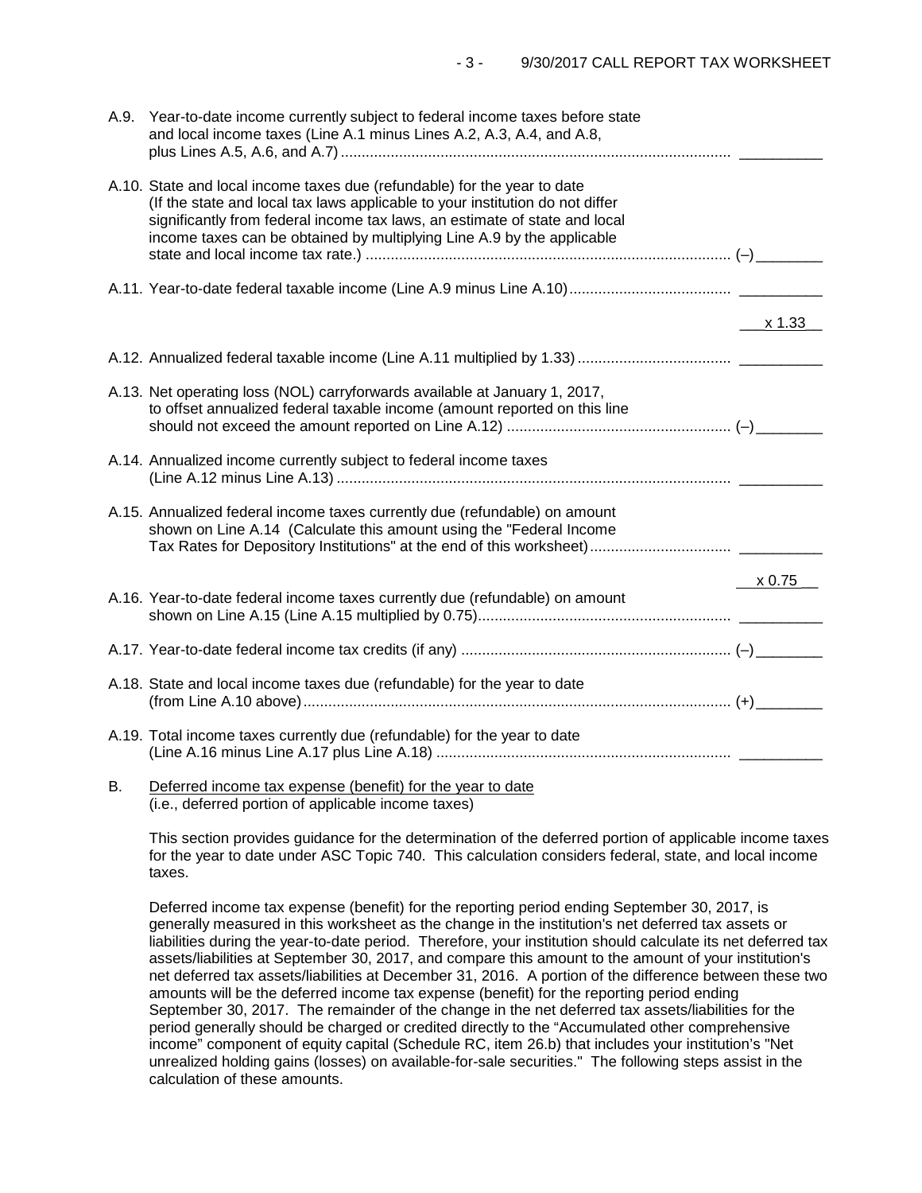A.9. Year-to-date income currently subject to federal income taxes before state and local income taxes (Line A.1 minus Lines A.2, A.3, A.4, and A.8, plus Lines A.5, A.6, and A.7) .............................................................................................. __________

A.10. State and local income taxes due (refundable) for the year to date (If the state and local tax laws applicable to your institution do not differ significantly from federal income tax laws, an estimate of state and local income taxes can be obtained by multiplying Line A.9 by the applicable state and local income tax rate.) ....................................................................................... (–)________

A.11. Year-to-date federal taxable income (Line A.9 minus Line A.10)...................................... __________

x 1.33

A.12. Annualized federal taxable income (Line A.11 multiplied by 1.33) .................................... __________

A.13. Net operating loss (NOL) carryforwards available at January 1, 2017, to offset annualized federal taxable income (amount reported on this line should not exceed the amount reported on Line A.12) ..................................................... (–)________

A.14. Annualized income currently subject to federal income taxes (Line A.12 minus Line A.13) .............................................................................................. __________

A.15. Annualized federal income taxes currently due (refundable) on amount shown on Line A.14 (Calculate this amount using the "Federal Income Tax Rates for Depository Institutions" at the end of this worksheet)................................. __________

x 0.75

A.16. Year-to-date federal income taxes currently due (refundable) on amount shown on Line A.15 (Line A.15 multiplied by 0.75)............................................................ __________

A.17. Year-to-date federal income tax credits (if any) ................................................................ (–)________

A.18. State and local income taxes due (refundable) for the year to date (from Line A.10 above)...................................................................................................... (+)________

A.19. Total income taxes currently due (refundable) for the year to date (Line A.16 minus Line A.17 plus Line A.18) ....................................................................... __________

B. Deferred income tax expense (benefit) for the year to date (i.e., deferred portion of applicable income taxes)

This section provides guidance for the determination of the deferred portion of applicable income taxes for the year to date under ASC Topic 740. This calculation considers federal, state, and local income taxes.

Deferred income tax expense (benefit) for the reporting period ending September 30, 2017, is generally measured in this worksheet as the change in the institution's net deferred tax assets or liabilities during the year-to-date period. Therefore, your institution should calculate its net deferred tax assets/liabilities at September 30, 2017, and compare this amount to the amount of your institution's net deferred tax assets/liabilities at December 31, 2016. A portion of the difference between these two amounts will be the deferred income tax expense (benefit) for the reporting period ending September 30, 2017. The remainder of the change in the net deferred tax assets/liabilities for the period generally should be charged or credited directly to the "Accumulated other comprehensive income" component of equity capital (Schedule RC, item 26.b) that includes your institution's "Net unrealized holding gains (losses) on available-for-sale securities." The following steps assist in the calculation of these amounts.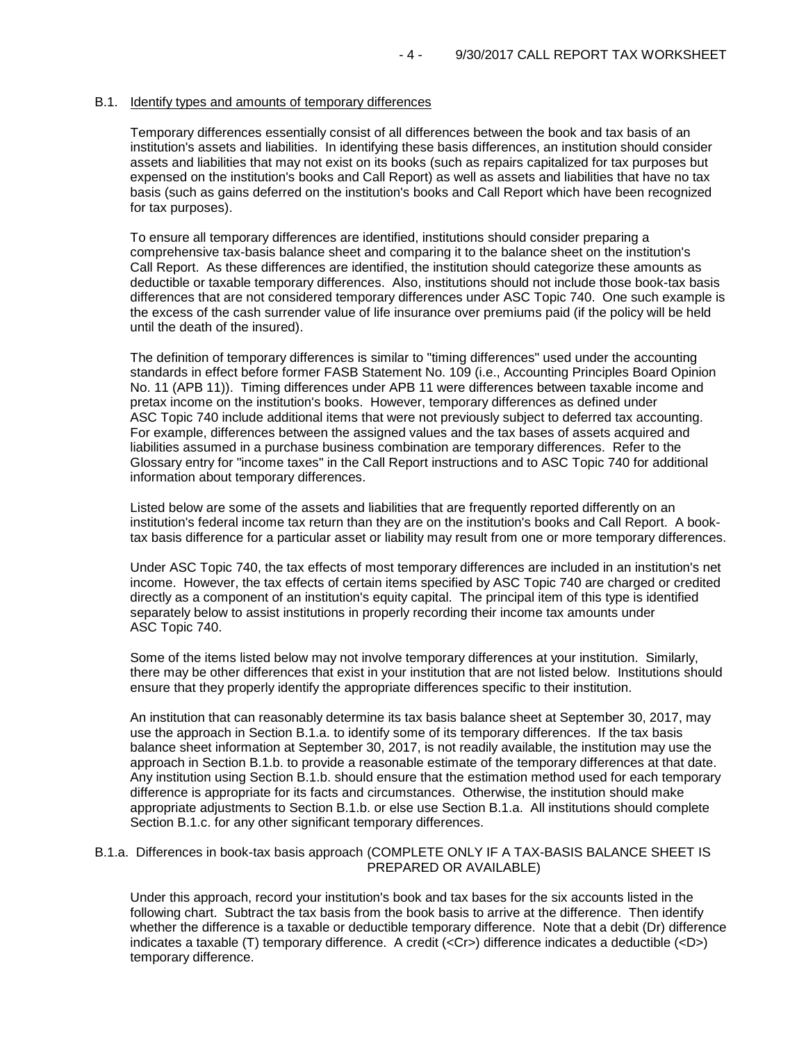## B.1. Identify types and amounts of temporary differences

Temporary differences essentially consist of all differences between the book and tax basis of an institution's assets and liabilities. In identifying these basis differences, an institution should consider assets and liabilities that may not exist on its books (such as repairs capitalized for tax purposes but expensed on the institution's books and Call Report) as well as assets and liabilities that have no tax basis (such as gains deferred on the institution's books and Call Report which have been recognized for tax purposes).

To ensure all temporary differences are identified, institutions should consider preparing a comprehensive tax-basis balance sheet and comparing it to the balance sheet on the institution's Call Report. As these differences are identified, the institution should categorize these amounts as deductible or taxable temporary differences. Also, institutions should not include those book-tax basis differences that are not considered temporary differences under ASC Topic 740. One such example is the excess of the cash surrender value of life insurance over premiums paid (if the policy will be held until the death of the insured).

The definition of temporary differences is similar to "timing differences" used under the accounting standards in effect before former FASB Statement No. 109 (i.e., Accounting Principles Board Opinion No. 11 (APB 11)). Timing differences under APB 11 were differences between taxable income and pretax income on the institution's books. However, temporary differences as defined under ASC Topic 740 include additional items that were not previously subject to deferred tax accounting. For example, differences between the assigned values and the tax bases of assets acquired and liabilities assumed in a purchase business combination are temporary differences. Refer to the Glossary entry for "income taxes" in the Call Report instructions and to ASC Topic 740 for additional information about temporary differences.

Listed below are some of the assets and liabilities that are frequently reported differently on an institution's federal income tax return than they are on the institution's books and Call Report. A book-tax basis difference for a particular asset or liability may result from one or more temporary differences.

Under ASC Topic 740, the tax effects of most temporary differences are included in an institution's net income. However, the tax effects of certain items specified by ASC Topic 740 are charged or credited directly as a component of an institution's equity capital. The principal item of this type is identified separately below to assist institutions in properly recording their income tax amounts under ASC Topic 740.

Some of the items listed below may not involve temporary differences at your institution. Similarly, there may be other differences that exist in your institution that are not listed below. Institutions should ensure that they properly identify the appropriate differences specific to their institution.

An institution that can reasonably determine its tax basis balance sheet at September 30, 2017, may use the approach in Section B.1.a. to identify some of its temporary differences. If the tax basis balance sheet information at September 30, 2017, is not readily available, the institution may use the approach in Section B.1.b. to provide a reasonable estimate of the temporary differences at that date. Any institution using Section B.1.b. should ensure that the estimation method used for each temporary difference is appropriate for its facts and circumstances. Otherwise, the institution should make appropriate adjustments to Section B.1.b. or else use Section B.1.a. All institutions should complete Section B.1.c. for any other significant temporary differences.

### B.1.a. Differences in book-tax basis approach (COMPLETE ONLY IF A TAX-BASIS BALANCE SHEET IS PREPARED OR AVAILABLE)

Under this approach, record your institution's book and tax bases for the six accounts listed in the following chart. Subtract the tax basis from the book basis to arrive at the difference. Then identify whether the difference is a taxable or deductible temporary difference. Note that a debit (Dr) difference indicates a taxable (T) temporary difference. A credit (<Cr>) difference indicates a deductible (<D>) temporary difference.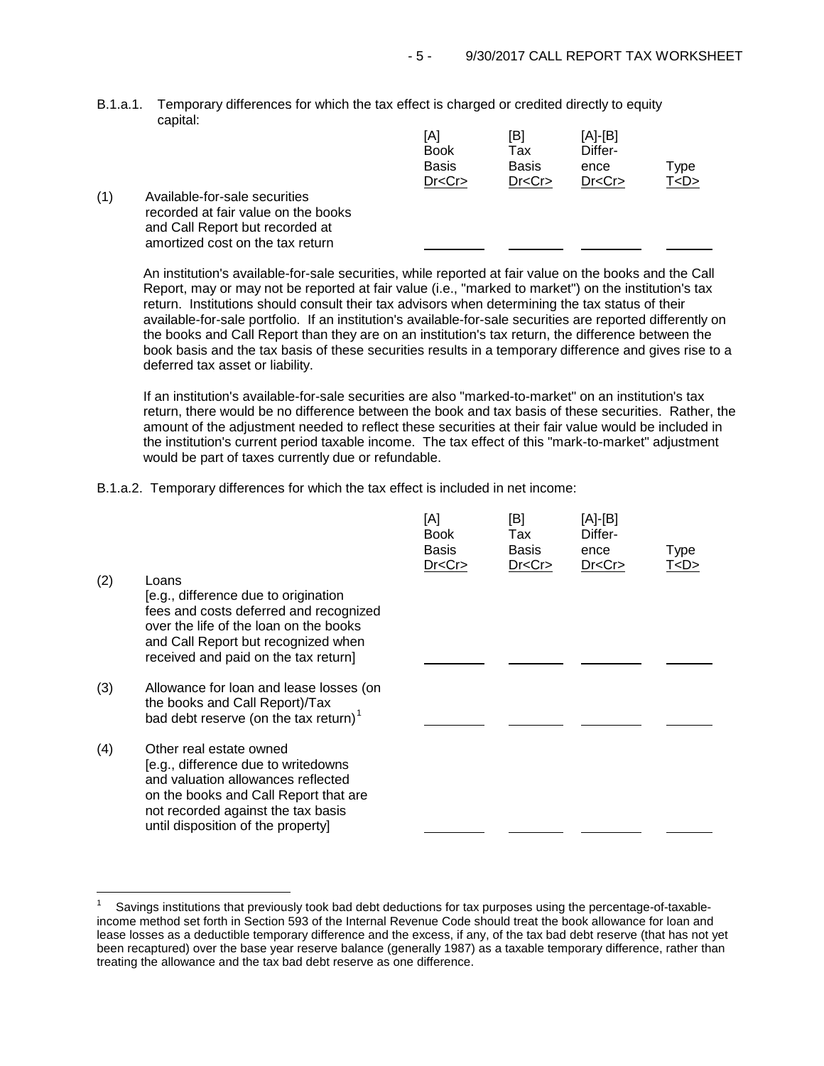B.1.a.1. Temporary differences for which the tax effect is charged or credited directly to equity capital:

| | | [A] Book Basis Dr<Cr> | [B] Tax Basis Dr<Cr> | [A]-[B] Difference Dr<Cr> | Type T<D> |
|---|---|---|---|---|---|
| (1) | Available-for-sale securities recorded at fair value on the books and Call Report but recorded at amortized cost on the tax return | | | | |

An institution's available-for-sale securities, while reported at fair value on the books and the Call Report, may or may not be reported at fair value (i.e., "marked to market") on the institution's tax return. Institutions should consult their tax advisors when determining the tax status of their available-for-sale portfolio. If an institution's available-for-sale securities are reported differently on the books and Call Report than they are on an institution's tax return, the difference between the book basis and the tax basis of these securities results in a temporary difference and gives rise to a deferred tax asset or liability.

If an institution's available-for-sale securities are also "marked-to-market" on an institution's tax return, there would be no difference between the book and tax basis of these securities. Rather, the amount of the adjustment needed to reflect these securities at their fair value would be included in the institution's current period taxable income. The tax effect of this "mark-to-market" adjustment would be part of taxes currently due or refundable.

B.1.a.2. Temporary differences for which the tax effect is included in net income:

| | | [A] Book Basis Dr<Cr> | [B] Tax Basis Dr<Cr> | [A]-[B] Difference Dr<Cr> | Type T<D> |
|---|---|---|---|---|---|
| (2) | Loans [e.g., difference due to origination fees and costs deferred and recognized over the life of the loan on the books and Call Report but recognized when received and paid on the tax return] | | | | |
| (3) | Allowance for loan and lease losses (on the books and Call Report)/Tax bad debt reserve (on the tax return)[1] | | | | |
| (4) | Other real estate owned [e.g., difference due to writedowns and valuation allowances reflected on the books and Call Report that are not recorded against the tax basis until disposition of the property] | | | | |

[1] Savings institutions that previously took bad debt deductions for tax purposes using the percentage-of-taxable-income method set forth in Section 593 of the Internal Revenue Code should treat the book allowance for loan and lease losses as a deductible temporary difference and the excess, if any, of the tax bad debt reserve (that has not yet been recaptured) over the base year reserve balance (generally 1987) as a taxable temporary difference, rather than treating the allowance and the tax bad debt reserve as one difference.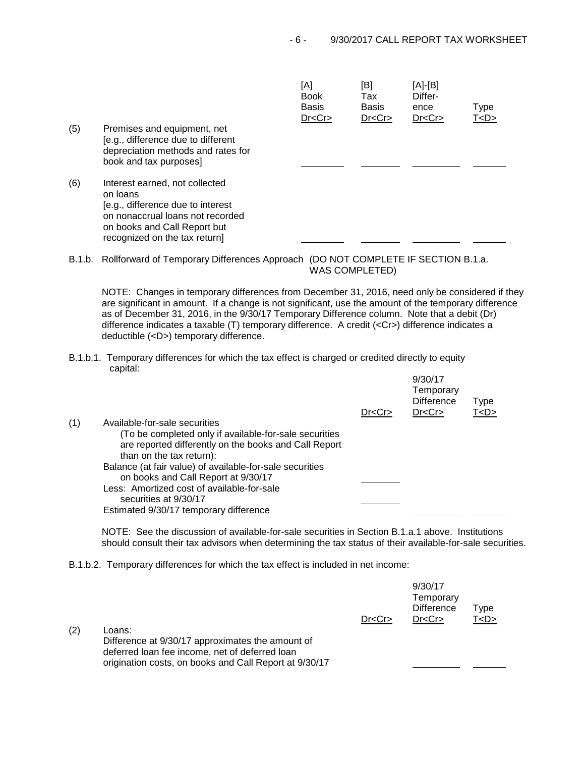| | | [A] Book Basis Dr<Cr> | [B] Tax Basis Dr<Cr> | [A]-[B] Differ-ence Dr<Cr> | Type T<D> |
|---|---|---|---|---|---|
| (5) | Premises and equipment, net [e.g., difference due to different depreciation methods and rates for book and tax purposes] | ________ | ________ | ________ | ______ |
| (6) | Interest earned, not collected on loans [e.g., difference due to interest on nonaccrual loans not recorded on books and Call Report but recognized on the tax return] | ________ | ________ | ________ | ______ |

B.1.b. Rollforward of Temporary Differences Approach (DO NOT COMPLETE IF SECTION B.1.a. WAS COMPLETED)

NOTE: Changes in temporary differences from December 31, 2016, need only be considered if they are significant in amount. If a change is not significant, use the amount of the temporary difference as of December 31, 2016, in the 9/30/17 Temporary Difference column. Note that a debit (Dr) difference indicates a taxable (T) temporary difference. A credit (<Cr>) difference indicates a deductible (<D>) temporary difference.

B.1.b.1. Temporary differences for which the tax effect is charged or credited directly to equity capital:

| | | Dr<Cr> | 9/30/17 Temporary Difference Dr<Cr> | Type T<D> |
|---|---|---|---|---|
| (1) | Available-for-sale securities (To be completed only if available-for-sale securities are reported differently on the books and Call Report than on the tax return): | | | |
| | Balance (at fair value) of available-for-sale securities on books and Call Report at 9/30/17 | ________ | | |
| | Less: Amortized cost of available-for-sale securities at 9/30/17 | ________ | | |
| | Estimated 9/30/17 temporary difference | | ________ | ______ |

NOTE: See the discussion of available-for-sale securities in Section B.1.a.1 above. Institutions should consult their tax advisors when determining the tax status of their available-for-sale securities.

B.1.b.2. Temporary differences for which the tax effect is included in net income:

| | | Dr<Cr> | 9/30/17 Temporary Difference Dr<Cr> | Type T<D> |
|---|---|---|---|---|
| (2) | Loans: Difference at 9/30/17 approximates the amount of deferred loan fee income, net of deferred loan origination costs, on books and Call Report at 9/30/17 | | ________ | ______ |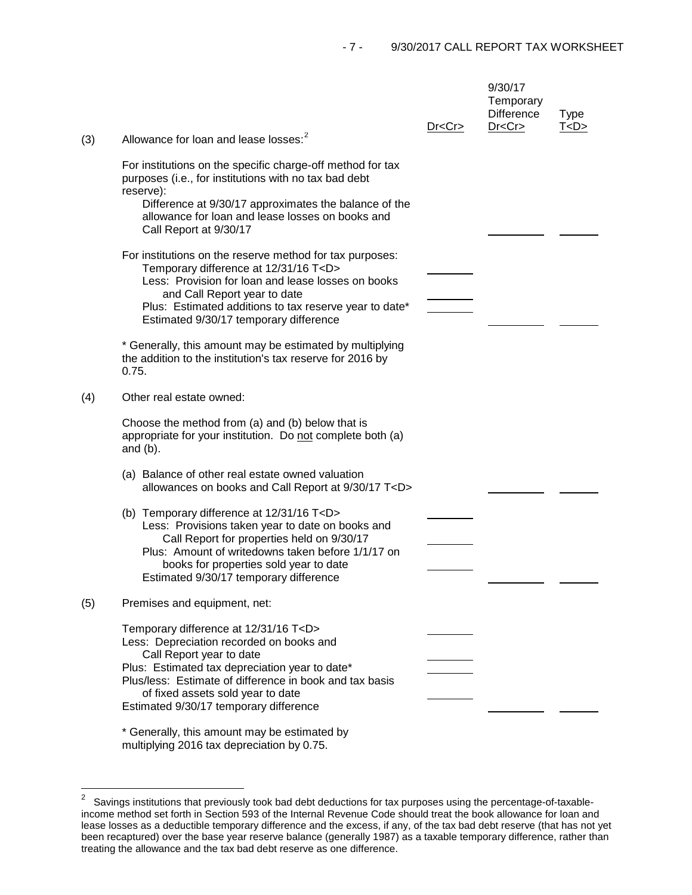| | | Dr<Cr> | 9/30/17 Temporary Difference Dr<Cr> | Type T<D> |
|---|---|---|---|---|
| (3) | Allowance for loan and lease losses:[2] | | | |
| | For institutions on the specific charge-off method for tax purposes (i.e., for institutions with no tax bad debt reserve): | | | |
| | Difference at 9/30/17 approximates the balance of the allowance for loan and lease losses on books and Call Report at 9/30/17 | | ________ | ______ |
| | For institutions on the reserve method for tax purposes: | | | |
| | Temporary difference at 12/31/16 T<D> | ________ | | |
| | Less: Provision for loan and lease losses on books and Call Report year to date | ________ | | |
| | Plus: Estimated additions to tax reserve year to date* | ________ | | |
| | Estimated 9/30/17 temporary difference | | ________ | ______ |
| | * Generally, this amount may be estimated by multiplying the addition to the institution's tax reserve for 2016 by 0.75. | | | |
| (4) | Other real estate owned: | | | |
| | Choose the method from (a) and (b) below that is appropriate for your institution. Do not complete both (a) and (b). | | | |
| | (a) Balance of other real estate owned valuation allowances on books and Call Report at 9/30/17 T<D> | | ________ | ______ |
| | (b) Temporary difference at 12/31/16 T<D> | ________ | | |
| | Less: Provisions taken year to date on books and Call Report for properties held on 9/30/17 | ________ | | |
| | Plus: Amount of writedowns taken before 1/1/17 on books for properties sold year to date | ________ | | |
| | Estimated 9/30/17 temporary difference | | ________ | ______ |
| (5) | Premises and equipment, net: | | | |
| | Temporary difference at 12/31/16 T<D> | ________ | | |
| | Less: Depreciation recorded on books and Call Report year to date | ________ | | |
| | Plus: Estimated tax depreciation year to date* | ________ | | |
| | Plus/less: Estimate of difference in book and tax basis of fixed assets sold year to date | ________ | | |
| | Estimated 9/30/17 temporary difference | | ________ | ______ |
| | * Generally, this amount may be estimated by multiplying 2016 tax depreciation by 0.75. | | | |

[2] Savings institutions that previously took bad debt deductions for tax purposes using the percentage-of-taxable-income method set forth in Section 593 of the Internal Revenue Code should treat the book allowance for loan and lease losses as a deductible temporary difference and the excess, if any, of the tax bad debt reserve (that has not yet been recaptured) over the base year reserve balance (generally 1987) as a taxable temporary difference, rather than treating the allowance and the tax bad debt reserve as one difference.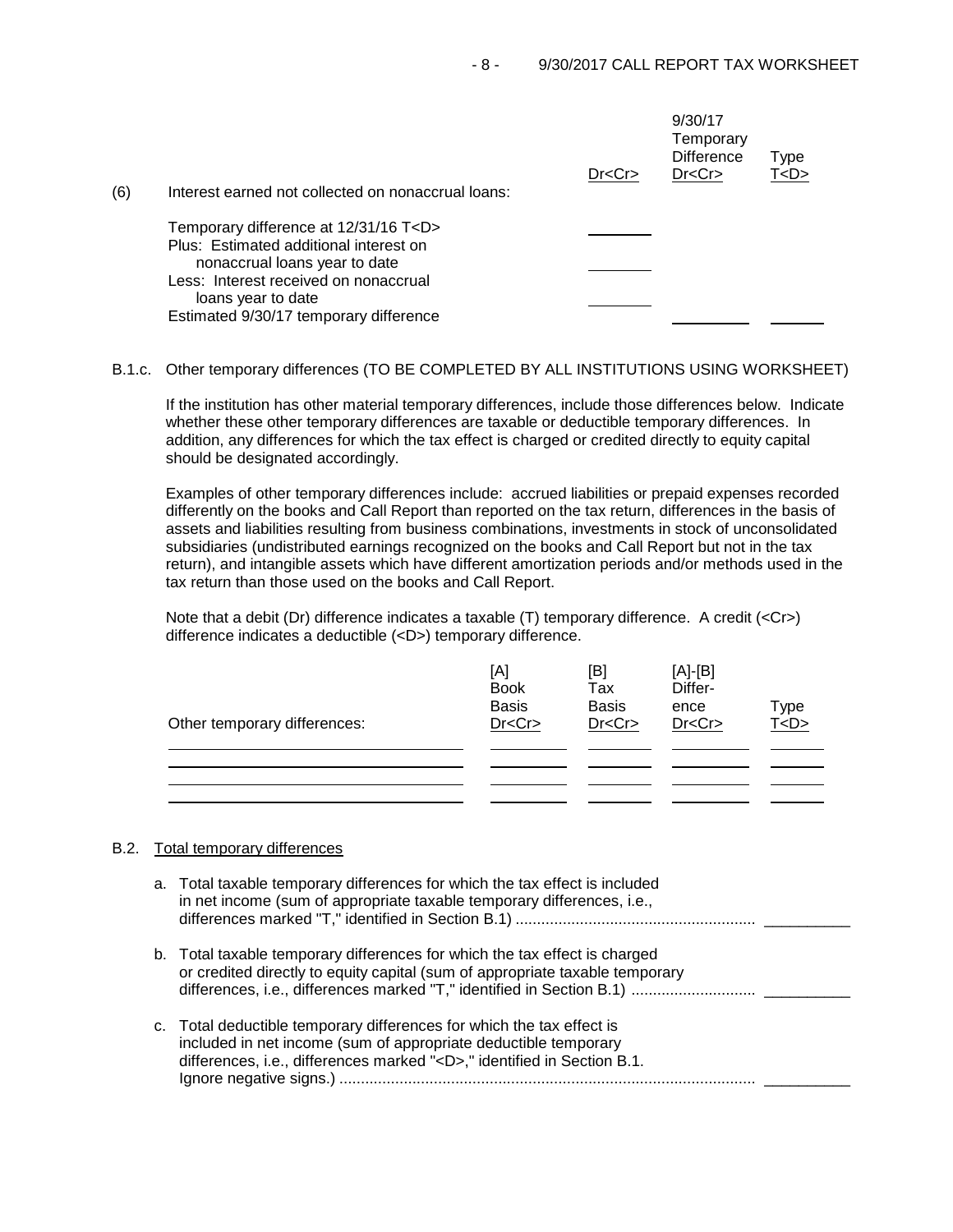(6) Interest earned not collected on nonaccrual loans:

| | Dr<Cr> | 9/30/17 Temporary Difference Dr<Cr> | Type T<D> |
|---|---|---|---|
| Temporary difference at 12/31/16 T<D> | ________ | | |
| Plus: Estimated additional interest on nonaccrual loans year to date | ________ | | |
| Less: Interest received on nonaccrual loans year to date | ________ | | |
| Estimated 9/30/17 temporary difference | | ________ | ______ |

B.1.c. Other temporary differences (TO BE COMPLETED BY ALL INSTITUTIONS USING WORKSHEET)

If the institution has other material temporary differences, include those differences below. Indicate whether these other temporary differences are taxable or deductible temporary differences. In addition, any differences for which the tax effect is charged or credited directly to equity capital should be designated accordingly.

Examples of other temporary differences include: accrued liabilities or prepaid expenses recorded differently on the books and Call Report than reported on the tax return, differences in the basis of assets and liabilities resulting from business combinations, investments in stock of unconsolidated subsidiaries (undistributed earnings recognized on the books and Call Report but not in the tax return), and intangible assets which have different amortization periods and/or methods used in the tax return than those used on the books and Call Report.

Note that a debit (Dr) difference indicates a taxable (T) temporary difference. A credit (<Cr>) difference indicates a deductible (<D>) temporary difference.

| Other temporary differences: | [A] Book Basis Dr<Cr> | [B] Tax Basis Dr<Cr> | [A]-[B] Difference Dr<Cr> | Type T<D> |
|---|---|---|---|---|
| ________ | ________ | ________ | ________ | ______ |
| ________ | ________ | ________ | ________ | ______ |
| ________ | ________ | ________ | ________ | ______ |
| ________ | ________ | ________ | ________ | ______ |

B.2. Total temporary differences

a. Total taxable temporary differences for which the tax effect is included in net income (sum of appropriate taxable temporary differences, i.e., differences marked "T," identified in Section B.1) ........................................................ __________

b. Total taxable temporary differences for which the tax effect is charged or credited directly to equity capital (sum of appropriate taxable temporary differences, i.e., differences marked "T," identified in Section B.1) ............................ __________

c. Total deductible temporary differences for which the tax effect is included in net income (sum of appropriate deductible temporary differences, i.e., differences marked "<D>," identified in Section B.1. Ignore negative signs.) ................................................................................................. __________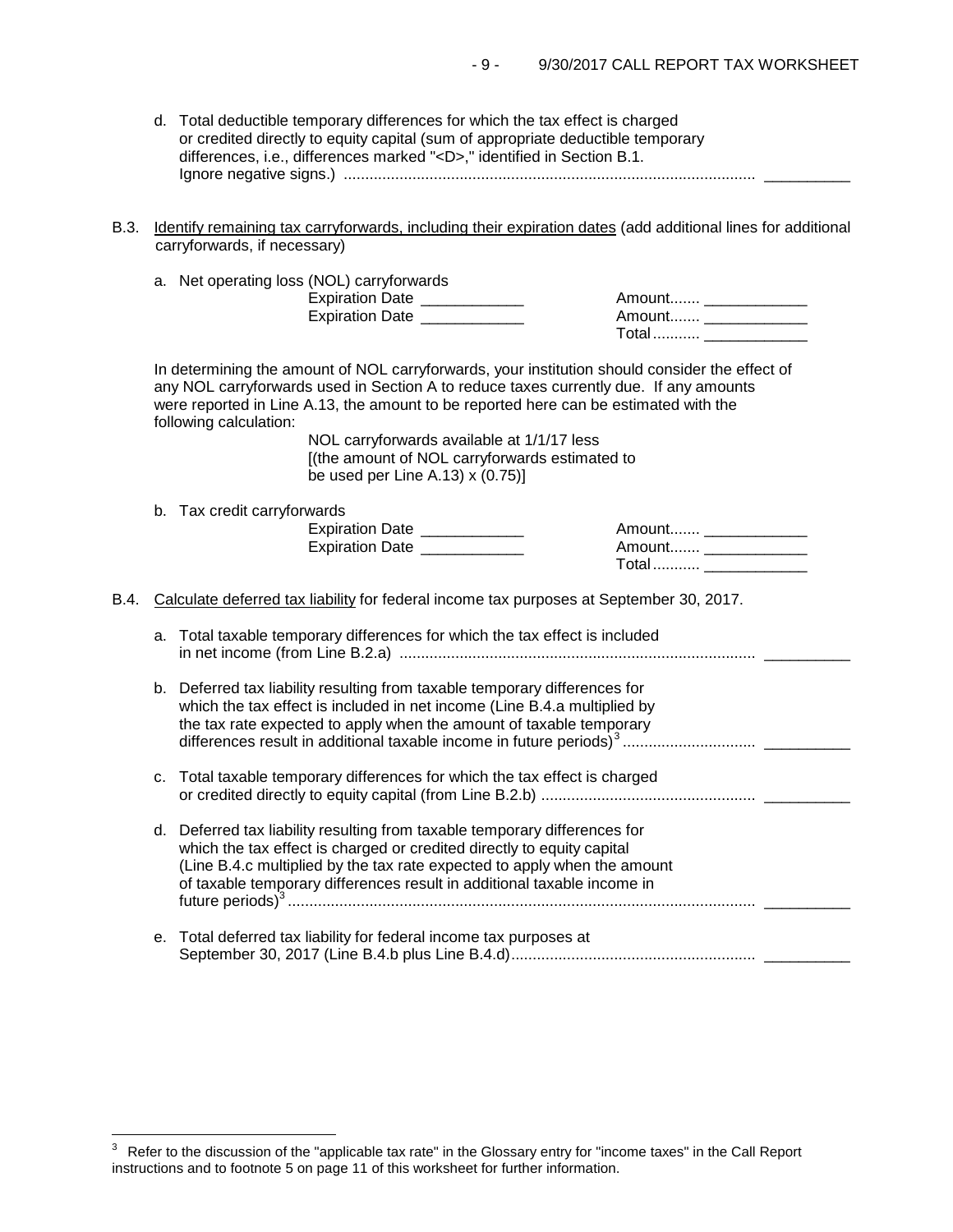d. Total deductible temporary differences for which the tax effect is charged or credited directly to equity capital (sum of appropriate deductible temporary differences, i.e., differences marked "<D>," identified in Section B.1. Ignore negative signs.) ................................................................................................ __________

B.3. Identify remaining tax carryforwards, including their expiration dates (add additional lines for additional carryforwards, if necessary)

a. Net operating loss (NOL) carryforwards

Expiration Date ____________ Amount....... ____________
Expiration Date ____________ Amount....... ____________
Total........... ____________

In determining the amount of NOL carryforwards, your institution should consider the effect of any NOL carryforwards used in Section A to reduce taxes currently due. If any amounts were reported in Line A.13, the amount to be reported here can be estimated with the following calculation:

NOL carryforwards available at 1/1/17 less
[(the amount of NOL carryforwards estimated to be used per Line A.13) x (0.75)]

b. Tax credit carryforwards

Expiration Date ____________ Amount....... ____________
Expiration Date ____________ Amount....... ____________
Total........... ____________

B.4. Calculate deferred tax liability for federal income tax purposes at September 30, 2017.

a. Total taxable temporary differences for which the tax effect is included in net income (from Line B.2.a) .................................................................................. __________

b. Deferred tax liability resulting from taxable temporary differences for which the tax effect is included in net income (Line B.4.a multiplied by the tax rate expected to apply when the amount of taxable temporary differences result in additional taxable income in future periods)[3] .............................. __________

c. Total taxable temporary differences for which the tax effect is charged or credited directly to equity capital (from Line B.2.b) ................................................. __________

d. Deferred tax liability resulting from taxable temporary differences for which the tax effect is charged or credited directly to equity capital (Line B.4.c multiplied by the tax rate expected to apply when the amount of taxable temporary differences result in additional taxable income in future periods)[3] ............................................................................................................ __________

e. Total deferred tax liability for federal income tax purposes at September 30, 2017 (Line B.4.b plus Line B.4.d)......................................................... __________

[3] Refer to the discussion of the "applicable tax rate" in the Glossary entry for "income taxes" in the Call Report instructions and to footnote 5 on page 11 of this worksheet for further information.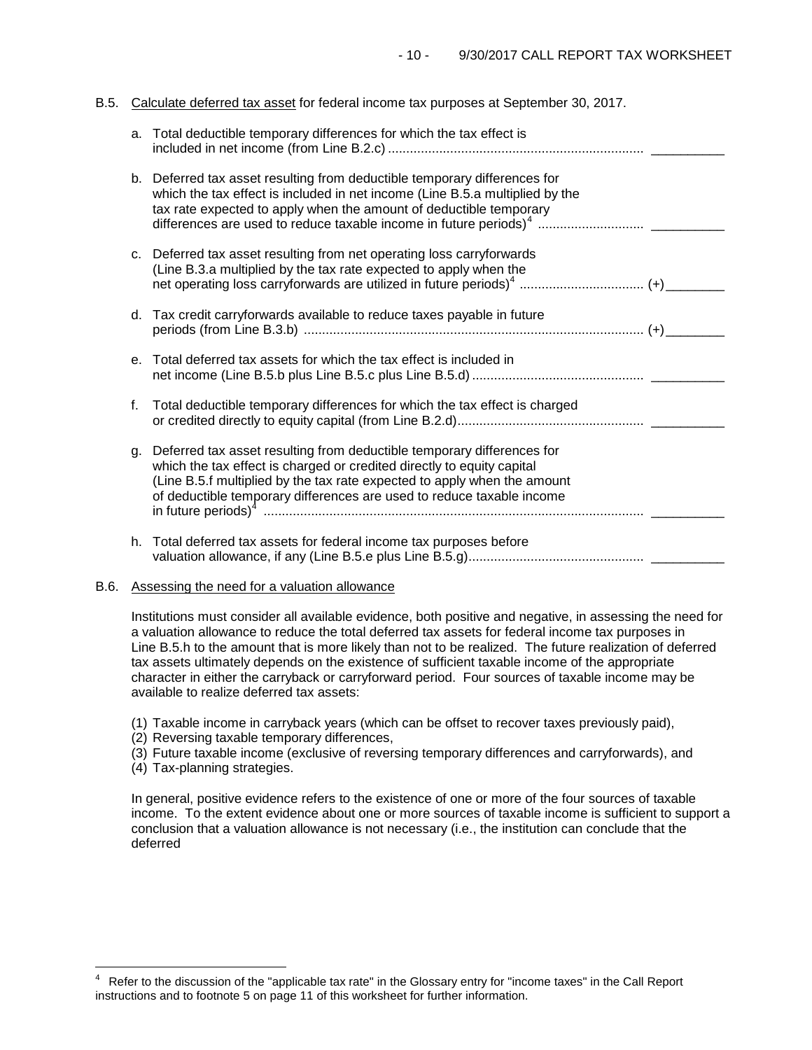B.5. Calculate deferred tax asset for federal income tax purposes at September 30, 2017.

a. Total deductible temporary differences for which the tax effect is included in net income (from Line B.2.c) ...................................................................... __________

b. Deferred tax asset resulting from deductible temporary differences for which the tax effect is included in net income (Line B.5.a multiplied by the tax rate expected to apply when the amount of deductible temporary differences are used to reduce taxable income in future periods)[4] ............................ __________

c. Deferred tax asset resulting from net operating loss carryforwards (Line B.3.a multiplied by the tax rate expected to apply when the net operating loss carryforwards are utilized in future periods)[4] ................................. (+)________

d. Tax credit carryforwards available to reduce taxes payable in future periods (from Line B.3.b) ............................................................................................ (+)________

e. Total deferred tax assets for which the tax effect is included in net income (Line B.5.b plus Line B.5.c plus Line B.5.d) .............................................. __________

f. Total deductible temporary differences for which the tax effect is charged or credited directly to equity capital (from Line B.2.d).................................................. __________

g. Deferred tax asset resulting from deductible temporary differences for which the tax effect is charged or credited directly to equity capital (Line B.5.f multiplied by the tax rate expected to apply when the amount of deductible temporary differences are used to reduce taxable income in future periods)[4] ....................................................................................................... __________

h. Total deferred tax assets for federal income tax purposes before valuation allowance, if any (Line B.5.e plus Line B.5.g)............................................... __________

B.6. Assessing the need for a valuation allowance

Institutions must consider all available evidence, both positive and negative, in assessing the need for a valuation allowance to reduce the total deferred tax assets for federal income tax purposes in Line B.5.h to the amount that is more likely than not to be realized. The future realization of deferred tax assets ultimately depends on the existence of sufficient taxable income of the appropriate character in either the carryback or carryforward period. Four sources of taxable income may be available to realize deferred tax assets:

(1) Taxable income in carryback years (which can be offset to recover taxes previously paid),
(2) Reversing taxable temporary differences,
(3) Future taxable income (exclusive of reversing temporary differences and carryforwards), and
(4) Tax-planning strategies.

In general, positive evidence refers to the existence of one or more of the four sources of taxable income. To the extent evidence about one or more sources of taxable income is sufficient to support a conclusion that a valuation allowance is not necessary (i.e., the institution can conclude that the deferred

[4] Refer to the discussion of the "applicable tax rate" in the Glossary entry for "income taxes" in the Call Report instructions and to footnote 5 on page 11 of this worksheet for further information.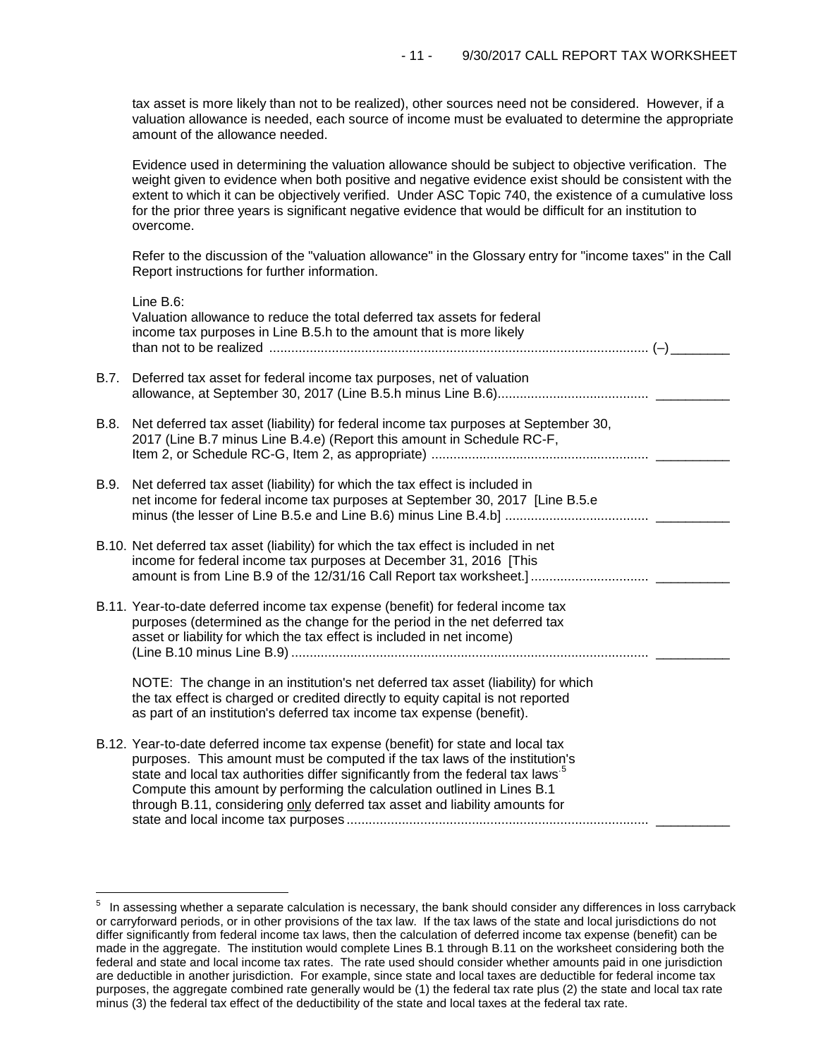tax asset is more likely than not to be realized), other sources need not be considered. However, if a valuation allowance is needed, each source of income must be evaluated to determine the appropriate amount of the allowance needed.

Evidence used in determining the valuation allowance should be subject to objective verification. The weight given to evidence when both positive and negative evidence exist should be consistent with the extent to which it can be objectively verified. Under ASC Topic 740, the existence of a cumulative loss for the prior three years is significant negative evidence that would be difficult for an institution to overcome.

Refer to the discussion of the "valuation allowance" in the Glossary entry for "income taxes" in the Call Report instructions for further information.

Line B.6:
Valuation allowance to reduce the total deferred tax assets for federal income tax purposes in Line B.5.h to the amount that is more likely than not to be realized ........................................................ (–) ________

B.7. Deferred tax asset for federal income tax purposes, net of valuation allowance, at September 30, 2017 (Line B.5.h minus Line B.6)......................................... __________

B.8. Net deferred tax asset (liability) for federal income tax purposes at September 30, 2017 (Line B.7 minus Line B.4.e) (Report this amount in Schedule RC-F, Item 2, or Schedule RC-G, Item 2, as appropriate) .......................................................... __________

B.9. Net deferred tax asset (liability) for which the tax effect is included in net income for federal income tax purposes at September 30, 2017 [Line B.5.e minus (the lesser of Line B.5.e and Line B.6) minus Line B.4.b] ....................................... __________

B.10. Net deferred tax asset (liability) for which the tax effect is included in net income for federal income tax purposes at December 31, 2016 [This amount is from Line B.9 of the 12/31/16 Call Report tax worksheet.] ................................ __________

B.11. Year-to-date deferred income tax expense (benefit) for federal income tax purposes (determined as the change for the period in the net deferred tax asset or liability for which the tax effect is included in net income) (Line B.10 minus Line B.9) ................................................................................................ __________

NOTE: The change in an institution's net deferred tax asset (liability) for which the tax effect is charged or credited directly to equity capital is not reported as part of an institution's deferred tax income tax expense (benefit).

B.12. Year-to-date deferred income tax expense (benefit) for state and local tax purposes. This amount must be computed if the tax laws of the institution's state and local tax authorities differ significantly from the federal tax laws.[5] Compute this amount by performing the calculation outlined in Lines B.1 through B.11, considering only deferred tax asset and liability amounts for state and local income tax purposes................................................................................. __________

[5] In assessing whether a separate calculation is necessary, the bank should consider any differences in loss carryback or carryforward periods, or in other provisions of the tax law. If the tax laws of the state and local jurisdictions do not differ significantly from federal income tax laws, then the calculation of deferred income tax expense (benefit) can be made in the aggregate. The institution would complete Lines B.1 through B.11 on the worksheet considering both the federal and state and local income tax rates. The rate used should consider whether amounts paid in one jurisdiction are deductible in another jurisdiction. For example, since state and local taxes are deductible for federal income tax purposes, the aggregate combined rate generally would be (1) the federal tax rate plus (2) the state and local tax rate minus (3) the federal tax effect of the deductibility of the state and local taxes at the federal tax rate.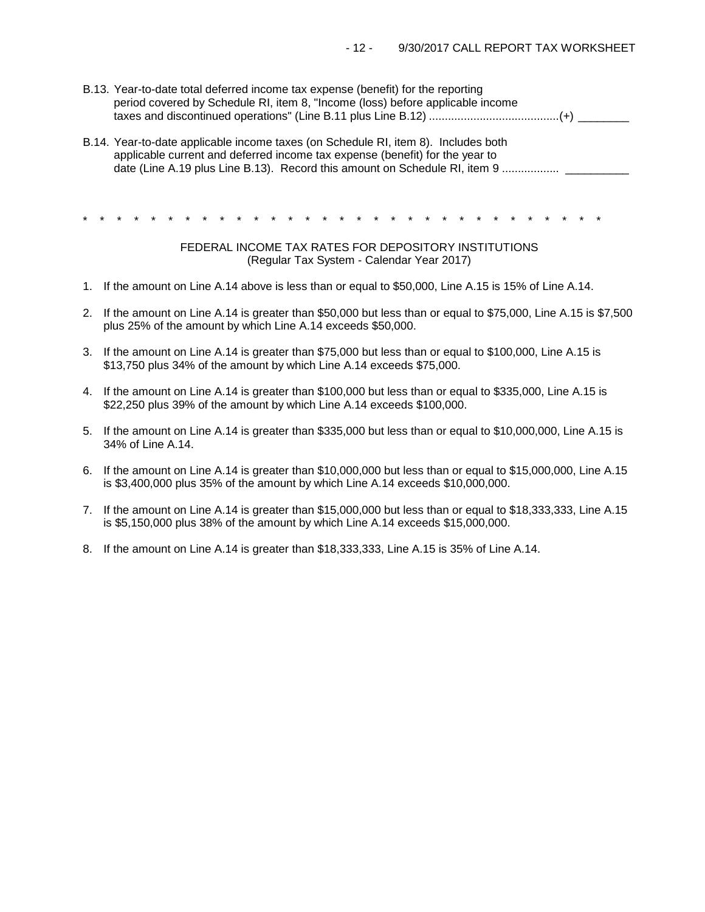B.13. Year-to-date total deferred income tax expense (benefit) for the reporting period covered by Schedule RI, item 8, "Income (loss) before applicable income taxes and discontinued operations" (Line B.11 plus Line B.12) .........................................(+) ________

B.14. Year-to-date applicable income taxes (on Schedule RI, item 8). Includes both applicable current and deferred income tax expense (benefit) for the year to date (Line A.19 plus Line B.13). Record this amount on Schedule RI, item 9 ................. __________

* * * * * * * * * * * * * * * * * * * * * * * * * * * * * * *

## FEDERAL INCOME TAX RATES FOR DEPOSITORY INSTITUTIONS
(Regular Tax System - Calendar Year 2017)

1. If the amount on Line A.14 above is less than or equal to $50,000, Line A.15 is 15% of Line A.14.

2. If the amount on Line A.14 is greater than $50,000 but less than or equal to $75,000, Line A.15 is $7,500 plus 25% of the amount by which Line A.14 exceeds $50,000.

3. If the amount on Line A.14 is greater than $75,000 but less than or equal to $100,000, Line A.15 is $13,750 plus 34% of the amount by which Line A.14 exceeds $75,000.

4. If the amount on Line A.14 is greater than $100,000 but less than or equal to $335,000, Line A.15 is $22,250 plus 39% of the amount by which Line A.14 exceeds $100,000.

5. If the amount on Line A.14 is greater than $335,000 but less than or equal to $10,000,000, Line A.15 is 34% of Line A.14.

6. If the amount on Line A.14 is greater than $10,000,000 but less than or equal to $15,000,000, Line A.15 is $3,400,000 plus 35% of the amount by which Line A.14 exceeds $10,000,000.

7. If the amount on Line A.14 is greater than $15,000,000 but less than or equal to $18,333,333, Line A.15 is $5,150,000 plus 38% of the amount by which Line A.14 exceeds $15,000,000.

8. If the amount on Line A.14 is greater than $18,333,333, Line A.15 is 35% of Line A.14.